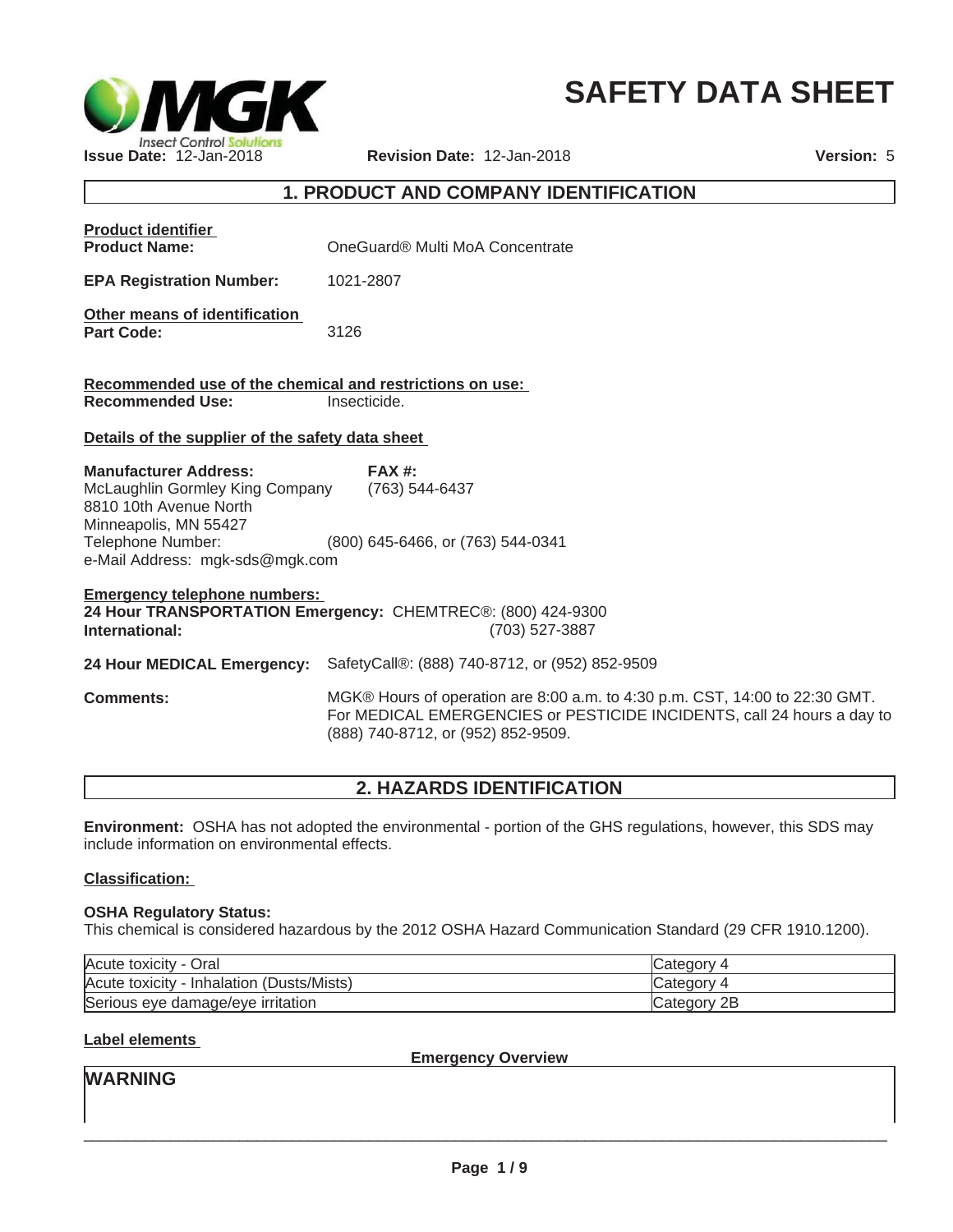# SAFETY DATA SHEET

**Issue Date:** 12-Jan-2018 **Revision Date:** 12-Jan-2018 **Version:** 5

## 1. PRODUCT AND COMPANY IDENTIFICATION

**Product identifier**

**Product Name:** OneGuard® Multi MoA Concentrate

**EPA Registration Number:** 1021-2807

**Other means of identification**

**Part Code:** 3126

**Recommended use of the chemical and restrictions on use:**

**Recommended Use:** Insecticide.

**Details of the supplier of the safety data sheet**

**Manufacturer Address:**
McLaughlin Gormley King Company
8810 10th Avenue North
Minneapolis, MN 55427
Telephone Number: (800) 645-6466, or (763) 544-0341
e-Mail Address: mgk-sds@mgk.com

**FAX #:** (763) 544-6437

**Emergency telephone numbers:**

**24 Hour TRANSPORTATION Emergency:** CHEMTREC®: (800) 424-9300

**International:** (703) 527-3887

**24 Hour MEDICAL Emergency:** SafetyCall®: (888) 740-8712, or (952) 852-9509

**Comments:** MGK® Hours of operation are 8:00 a.m. to 4:30 p.m. CST, 14:00 to 22:30 GMT. For MEDICAL EMERGENCIES or PESTICIDE INCIDENTS, call 24 hours a day to (888) 740-8712, or (952) 852-9509.

## 2. HAZARDS IDENTIFICATION

**Environment:** OSHA has not adopted the environmental - portion of the GHS regulations, however, this SDS may include information on environmental effects.

**Classification:**

**OSHA Regulatory Status:**
This chemical is considered hazardous by the 2012 OSHA Hazard Communication Standard (29 CFR 1910.1200).

| Hazard | Category |
|---|---|
| Acute toxicity - Oral | Category 4 |
| Acute toxicity - Inhalation (Dusts/Mists) | Category 4 |
| Serious eye damage/eye irritation | Category 2B |

**Label elements**

**Emergency Overview**

**WARNING**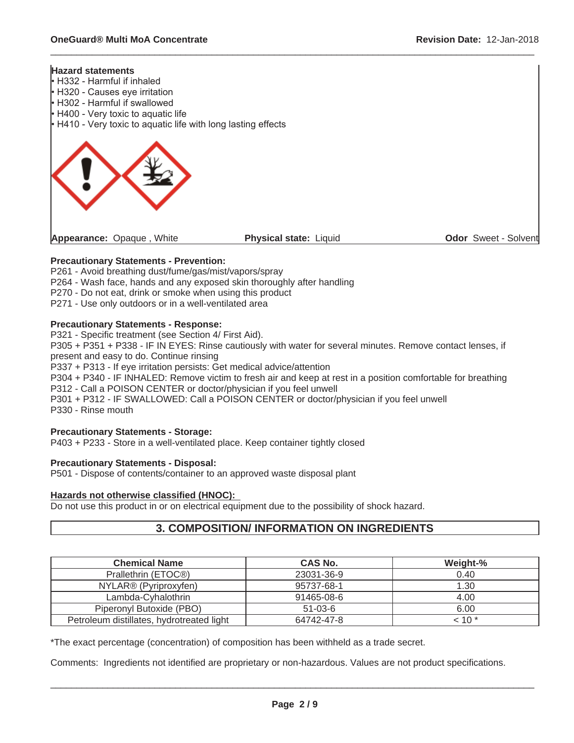**Hazard statements**

- H332 - Harmful if inhaled
- H320 - Causes eye irritation
- H302 - Harmful if swallowed
- H400 - Very toxic to aquatic life
- H410 - Very toxic to aquatic life with long lasting effects

**Appearance:** Opaque , White **Physical state:** Liquid **Odor** Sweet - Solvent

**Precautionary Statements - Prevention:**

P261 - Avoid breathing dust/fume/gas/mist/vapors/spray
P264 - Wash face, hands and any exposed skin thoroughly after handling
P270 - Do not eat, drink or smoke when using this product
P271 - Use only outdoors or in a well-ventilated area

**Precautionary Statements - Response:**

P321 - Specific treatment (see Section 4/ First Aid).
P305 + P351 + P338 - IF IN EYES: Rinse cautiously with water for several minutes. Remove contact lenses, if present and easy to do. Continue rinsing
P337 + P313 - If eye irritation persists: Get medical advice/attention
P304 + P340 - IF INHALED: Remove victim to fresh air and keep at rest in a position comfortable for breathing
P312 - Call a POISON CENTER or doctor/physician if you feel unwell
P301 + P312 - IF SWALLOWED: Call a POISON CENTER or doctor/physician if you feel unwell
P330 - Rinse mouth

**Precautionary Statements - Storage:**

P403 + P233 - Store in a well-ventilated place. Keep container tightly closed

**Precautionary Statements - Disposal:**

P501 - Dispose of contents/container to an approved waste disposal plant

**Hazards not otherwise classified (HNOC):**

Do not use this product in or on electrical equipment due to the possibility of shock hazard.

## 3. COMPOSITION/ INFORMATION ON INGREDIENTS

| Chemical Name | CAS No. | Weight-% |
|---|---|---|
| Prallethrin (ETOC®) | 23031-36-9 | 0.40 |
| NYLAR® (Pyriproxyfen) | 95737-68-1 | 1.30 |
| Lambda-Cyhalothrin | 91465-08-6 | 4.00 |
| Piperonyl Butoxide (PBO) | 51-03-6 | 6.00 |
| Petroleum distillates, hydrotreated light | 64742-47-8 | < 10 * |

*The exact percentage (concentration) of composition has been withheld as a trade secret.

Comments: Ingredients not identified are proprietary or non-hazardous. Values are not product specifications.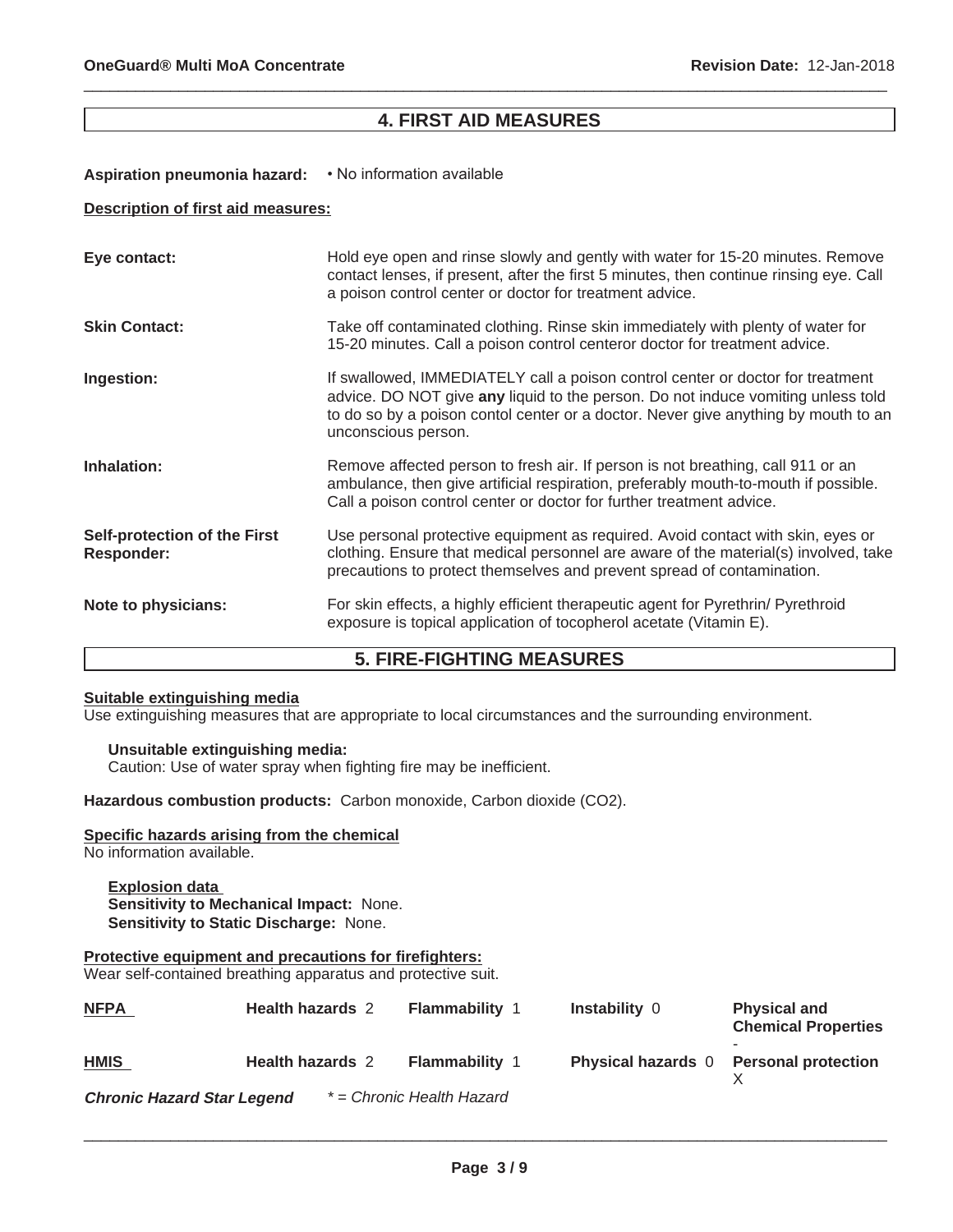## 4. FIRST AID MEASURES

**Aspiration pneumonia hazard:** • No information available

**Description of first aid measures:**

**Eye contact:** Hold eye open and rinse slowly and gently with water for 15-20 minutes. Remove contact lenses, if present, after the first 5 minutes, then continue rinsing eye. Call a poison control center or doctor for treatment advice.

**Skin Contact:** Take off contaminated clothing. Rinse skin immediately with plenty of water for 15-20 minutes. Call a poison control centeror doctor for treatment advice.

**Ingestion:** If swallowed, IMMEDIATELY call a poison control center or doctor for treatment advice. DO NOT give **any** liquid to the person. Do not induce vomiting unless told to do so by a poison contol center or a doctor. Never give anything by mouth to an unconscious person.

**Inhalation:** Remove affected person to fresh air. If person is not breathing, call 911 or an ambulance, then give artificial respiration, preferably mouth-to-mouth if possible. Call a poison control center or doctor for further treatment advice.

**Self-protection of the First Responder:** Use personal protective equipment as required. Avoid contact with skin, eyes or clothing. Ensure that medical personnel are aware of the material(s) involved, take precautions to protect themselves and prevent spread of contamination.

**Note to physicians:** For skin effects, a highly efficient therapeutic agent for Pyrethrin/ Pyrethroid exposure is topical application of tocopherol acetate (Vitamin E).

## 5. FIRE-FIGHTING MEASURES

**Suitable extinguishing media**
Use extinguishing measures that are appropriate to local circumstances and the surrounding environment.

**Unsuitable extinguishing media:**
Caution: Use of water spray when fighting fire may be inefficient.

**Hazardous combustion products:** Carbon monoxide, Carbon dioxide ($CO_2$).

**Specific hazards arising from the chemical**
No information available.

**Explosion data**
**Sensitivity to Mechanical Impact:** None.
**Sensitivity to Static Discharge:** None.

**Protective equipment and precautions for firefighters:**
Wear self-contained breathing apparatus and protective suit.

| | | | | |
|---|---|---|---|---|
| **NFPA** | **Health hazards** 2 | **Flammability** 1 | **Instability** 0 | **Physical and Chemical Properties** - |
| **HMIS** | **Health hazards** 2 | **Flammability** 1 | **Physical hazards** 0 | **Personal protection** X |

***Chronic Hazard Star Legend*** *\* = Chronic Health Hazard*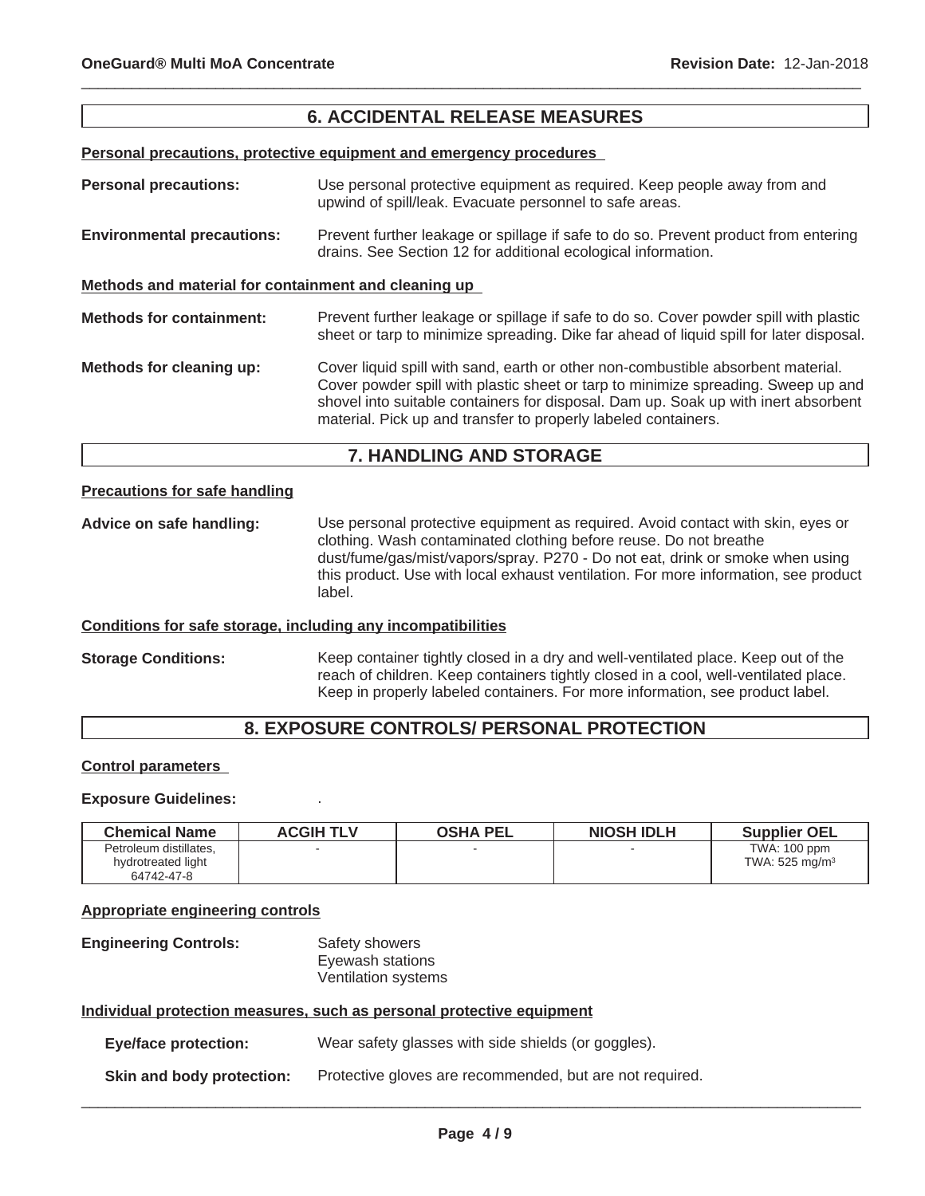## 6. ACCIDENTAL RELEASE MEASURES

**Personal precautions, protective equipment and emergency procedures**

**Personal precautions:** Use personal protective equipment as required. Keep people away from and upwind of spill/leak. Evacuate personnel to safe areas.

**Environmental precautions:** Prevent further leakage or spillage if safe to do so. Prevent product from entering drains. See Section 12 for additional ecological information.

**Methods and material for containment and cleaning up**

**Methods for containment:** Prevent further leakage or spillage if safe to do so. Cover powder spill with plastic sheet or tarp to minimize spreading. Dike far ahead of liquid spill for later disposal.

**Methods for cleaning up:** Cover liquid spill with sand, earth or other non-combustible absorbent material. Cover powder spill with plastic sheet or tarp to minimize spreading. Sweep up and shovel into suitable containers for disposal. Dam up. Soak up with inert absorbent material. Pick up and transfer to properly labeled containers.

## 7. HANDLING AND STORAGE

**Precautions for safe handling**

**Advice on safe handling:** Use personal protective equipment as required. Avoid contact with skin, eyes or clothing. Wash contaminated clothing before reuse. Do not breathe dust/fume/gas/mist/vapors/spray. P270 - Do not eat, drink or smoke when using this product. Use with local exhaust ventilation. For more information, see product label.

**Conditions for safe storage, including any incompatibilities**

**Storage Conditions:** Keep container tightly closed in a dry and well-ventilated place. Keep out of the reach of children. Keep containers tightly closed in a cool, well-ventilated place. Keep in properly labeled containers. For more information, see product label.

## 8. EXPOSURE CONTROLS/ PERSONAL PROTECTION

**Control parameters**

**Exposure Guidelines:** .

| Chemical Name | ACGIH TLV | OSHA PEL | NIOSH IDLH | Supplier OEL |
|---|---|---|---|---|
| Petroleum distillates, hydrotreated light 64742-47-8 | - | - | - | TWA: 100 ppm<br>TWA: 525 mg/m$^3$ |

**Appropriate engineering controls**

**Engineering Controls:** Safety showers
Eyewash stations
Ventilation systems

**Individual protection measures, such as personal protective equipment**

**Eye/face protection:** Wear safety glasses with side shields (or goggles).

**Skin and body protection:** Protective gloves are recommended, but are not required.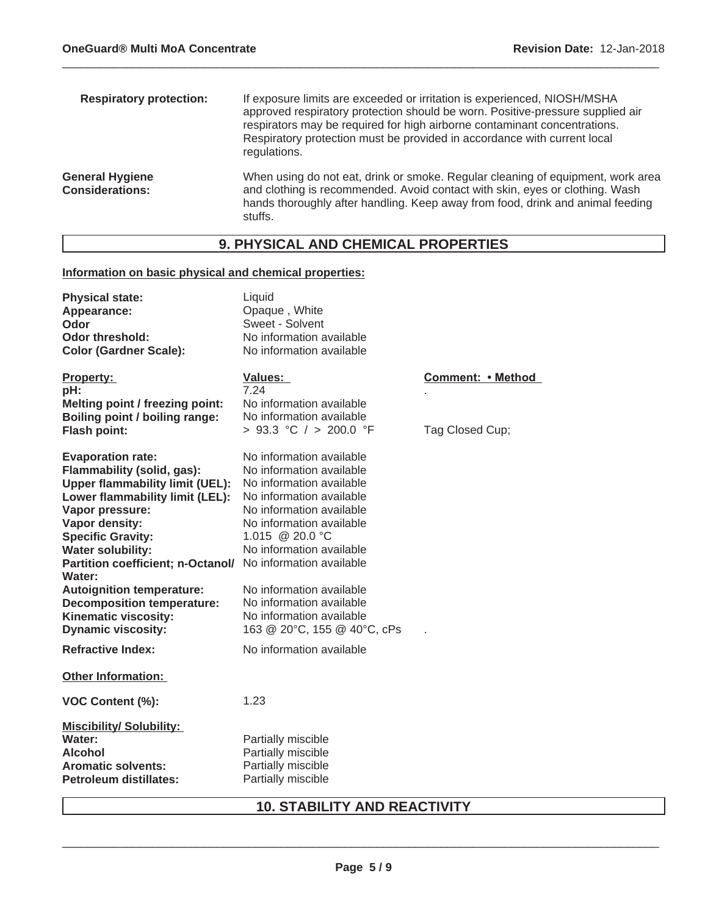**Respiratory protection:** If exposure limits are exceeded or irritation is experienced, NIOSH/MSHA approved respiratory protection should be worn. Positive-pressure supplied air respirators may be required for high airborne contaminant concentrations. Respiratory protection must be provided in accordance with current local regulations.

**General Hygiene Considerations:** When using do not eat, drink or smoke. Regular cleaning of equipment, work area and clothing is recommended. Avoid contact with skin, eyes or clothing. Wash hands thoroughly after handling. Keep away from food, drink and animal feeding stuffs.

## 9. PHYSICAL AND CHEMICAL PROPERTIES

**Information on basic physical and chemical properties:**

| | |
|---|---|
| **Physical state:** | Liquid |
| **Appearance:** | Opaque , White |
| **Odor** | Sweet - Solvent |
| **Odor threshold:** | No information available |
| **Color (Gardner Scale):** | No information available |

| Property: | Values: | Comment: • Method |
|---|---|---|
| **pH:** | 7.24 | . |
| **Melting point / freezing point:** | No information available | |
| **Boiling point / boiling range:** | No information available | |
| **Flash point:** | > 93.3 °C / > 200.0 °F | Tag Closed Cup; |
| **Evaporation rate:** | No information available | |
| **Flammability (solid, gas):** | No information available | |
| **Upper flammability limit (UEL):** | No information available | |
| **Lower flammability limit (LEL):** | No information available | |
| **Vapor pressure:** | No information available | |
| **Vapor density:** | No information available | |
| **Specific Gravity:** | 1.015 @ 20.0 °C | |
| **Water solubility:** | No information available | |
| **Partition coefficient; n-Octanol/ Water:** | No information available | |
| **Autoignition temperature:** | No information available | |
| **Decomposition temperature:** | No information available | |
| **Kinematic viscosity:** | No information available | |
| **Dynamic viscosity:** | 163 @ 20°C, 155 @ 40°C, cPs | . |
| **Refractive Index:** | No information available | |

**Other Information:**

**VOC Content (%):** 1.23

**Miscibility/ Solubility:**

| | |
|---|---|
| **Water:** | Partially miscible |
| **Alcohol** | Partially miscible |
| **Aromatic solvents:** | Partially miscible |
| **Petroleum distillates:** | Partially miscible |

## 10. STABILITY AND REACTIVITY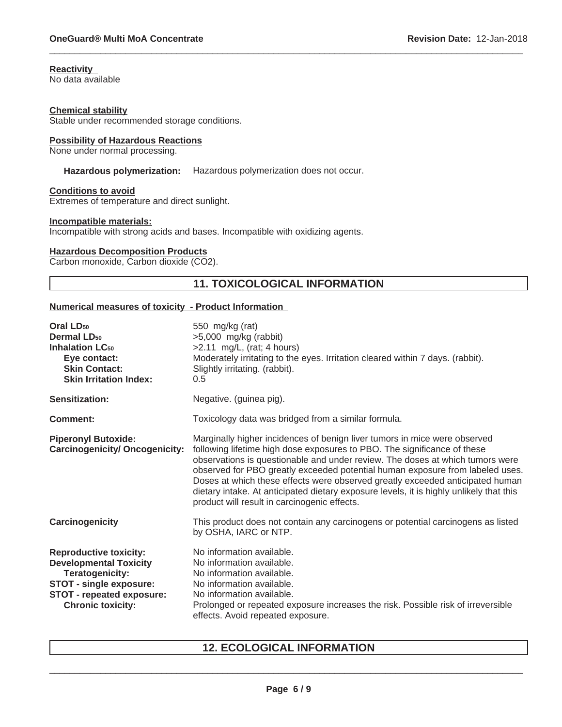**Reactivity**
No data available

**Chemical stability**
Stable under recommended storage conditions.

**Possibility of Hazardous Reactions**
None under normal processing.

**Hazardous polymerization:** Hazardous polymerization does not occur.

**Conditions to avoid**
Extremes of temperature and direct sunlight.

**Incompatible materials:**
Incompatible with strong acids and bases. Incompatible with oxidizing agents.

**Hazardous Decomposition Products**
Carbon monoxide, Carbon dioxide ($CO_2$).

## 11. TOXICOLOGICAL INFORMATION

**Numerical measures of toxicity - Product Information**

| | |
|---|---|
| **Oral $LD_{50}$** | 550 mg/kg (rat) |
| **Dermal $LD_{50}$** | >5,000 mg/kg (rabbit) |
| **Inhalation $LC_{50}$** | >2.11 mg/L, (rat; 4 hours) |
| **Eye contact:** | Moderately irritating to the eyes. Irritation cleared within 7 days. (rabbit). |
| **Skin Contact:** | Slightly irritating. (rabbit). |
| **Skin Irritation Index:** | 0.5 |
| **Sensitization:** | Negative. (guinea pig). |
| **Comment:** | Toxicology data was bridged from a similar formula. |
| **Piperonyl Butoxide: Carcinogenicity/ Oncogenicity:** | Marginally higher incidences of benign liver tumors in mice were observed following lifetime high dose exposures to PBO. The significance of these observations is questionable and under review. The doses at which tumors were observed for PBO greatly exceeded potential human exposure from labeled uses. Doses at which these effects were observed greatly exceeded anticipated human dietary intake. At anticipated dietary exposure levels, it is highly unlikely that this product will result in carcinogenic effects. |
| **Carcinogenicity** | This product does not contain any carcinogens or potential carcinogens as listed by OSHA, IARC or NTP. |
| **Reproductive toxicity:** | No information available. |
| **Developmental Toxicity** | No information available. |
| **Teratogenicity:** | No information available. |
| **STOT - single exposure:** | No information available. |
| **STOT - repeated exposure:** | No information available. |
| **Chronic toxicity:** | Prolonged or repeated exposure increases the risk. Possible risk of irreversible effects. Avoid repeated exposure. |

## 12. ECOLOGICAL INFORMATION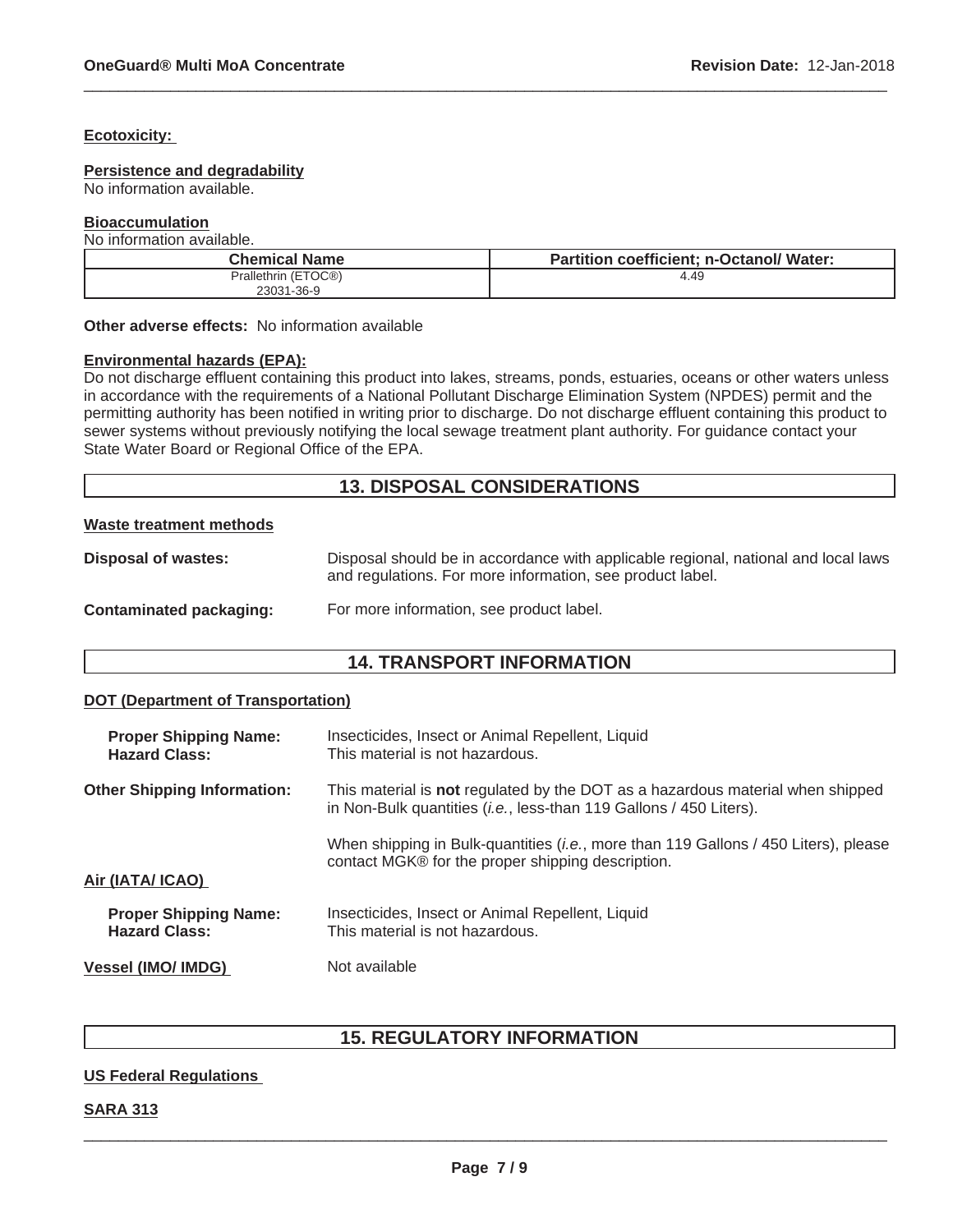**Ecotoxicity:**

**Persistence and degradability**

No information available.

**Bioaccumulation**

No information available.

| Chemical Name | Partition coefficient; n-Octanol/ Water: |
| --- | --- |
| Prallethrin (ETOC®)<br>23031-36-9 | 4.49 |

**Other adverse effects:** No information available

**Environmental hazards (EPA):**

Do not discharge effluent containing this product into lakes, streams, ponds, estuaries, oceans or other waters unless in accordance with the requirements of a National Pollutant Discharge Elimination System (NPDES) permit and the permitting authority has been notified in writing prior to discharge. Do not discharge effluent containing this product to sewer systems without previously notifying the local sewage treatment plant authority. For guidance contact your State Water Board or Regional Office of the EPA.

## 13. DISPOSAL CONSIDERATIONS

**Waste treatment methods**

**Disposal of wastes:** Disposal should be in accordance with applicable regional, national and local laws and regulations. For more information, see product label.

**Contaminated packaging:** For more information, see product label.

## 14. TRANSPORT INFORMATION

**DOT (Department of Transportation)**

**Proper Shipping Name:** Insecticides, Insect or Animal Repellent, Liquid
**Hazard Class:** This material is not hazardous.

**Other Shipping Information:** This material is **not** regulated by the DOT as a hazardous material when shipped in Non-Bulk quantities (*i.e.*, less-than 119 Gallons / 450 Liters).

When shipping in Bulk-quantities (*i.e.*, more than 119 Gallons / 450 Liters), please contact MGK® for the proper shipping description.

**Air (IATA/ ICAO)**

**Proper Shipping Name:** Insecticides, Insect or Animal Repellent, Liquid
**Hazard Class:** This material is not hazardous.

**Vessel (IMO/ IMDG)** Not available

## 15. REGULATORY INFORMATION

**US Federal Regulations**

**SARA 313**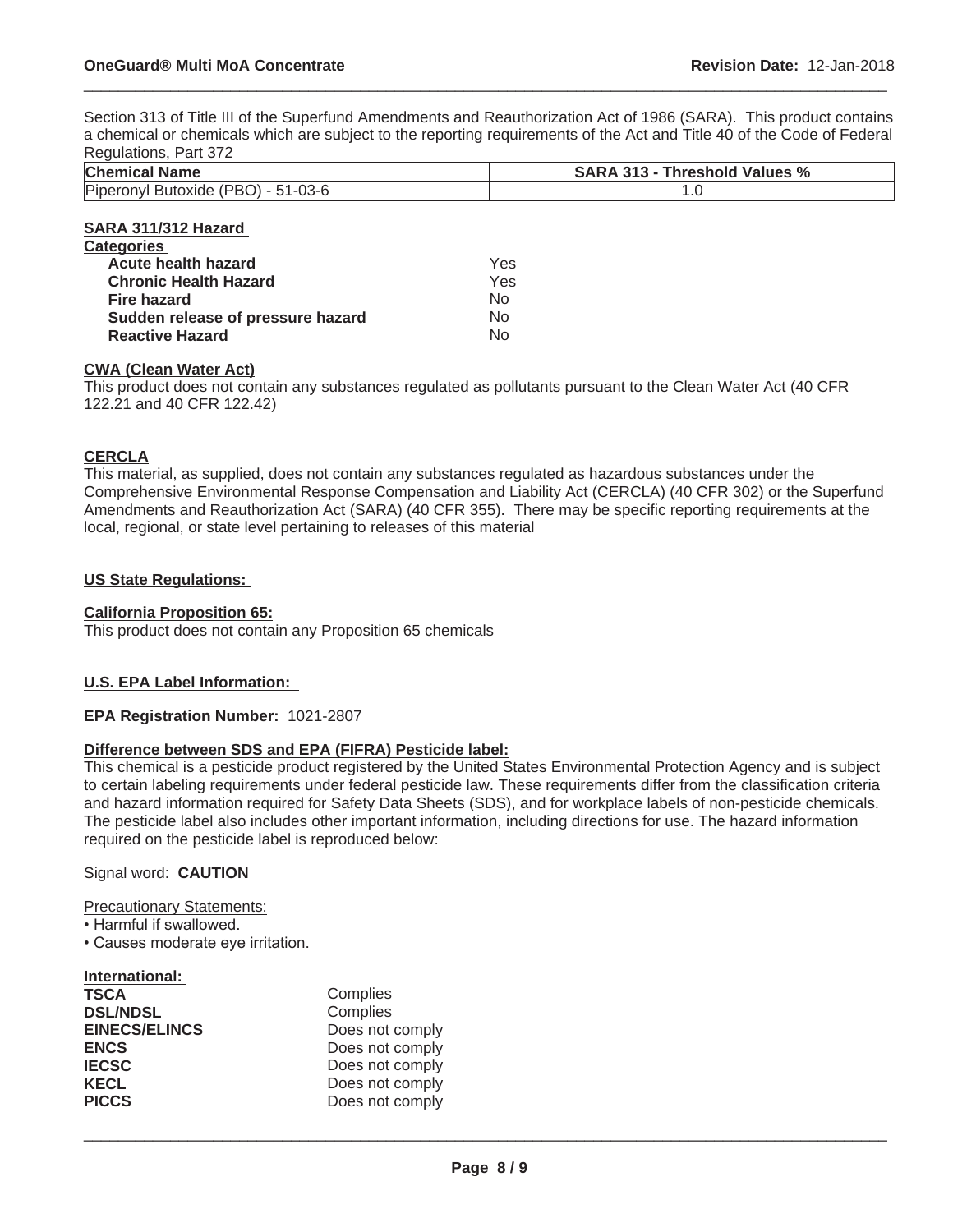Section 313 of Title III of the Superfund Amendments and Reauthorization Act of 1986 (SARA). This product contains a chemical or chemicals which are subject to the reporting requirements of the Act and Title 40 of the Code of Federal Regulations, Part 372

| Chemical Name | SARA 313 - Threshold Values % |
|---|---|
| Piperonyl Butoxide (PBO) - 51-03-6 | 1.0 |

**SARA 311/312 Hazard Categories**

| | |
|---|---|
| **Acute health hazard** | Yes |
| **Chronic Health Hazard** | Yes |
| **Fire hazard** | No |
| **Sudden release of pressure hazard** | No |
| **Reactive Hazard** | No |

**CWA (Clean Water Act)**

This product does not contain any substances regulated as pollutants pursuant to the Clean Water Act (40 CFR 122.21 and 40 CFR 122.42)

**CERCLA**

This material, as supplied, does not contain any substances regulated as hazardous substances under the Comprehensive Environmental Response Compensation and Liability Act (CERCLA) (40 CFR 302) or the Superfund Amendments and Reauthorization Act (SARA) (40 CFR 355). There may be specific reporting requirements at the local, regional, or state level pertaining to releases of this material

**US State Regulations:**

**California Proposition 65:**

This product does not contain any Proposition 65 chemicals

**U.S. EPA Label Information:**

**EPA Registration Number:** 1021-2807

**Difference between SDS and EPA (FIFRA) Pesticide label:**

This chemical is a pesticide product registered by the United States Environmental Protection Agency and is subject to certain labeling requirements under federal pesticide law. These requirements differ from the classification criteria and hazard information required for Safety Data Sheets (SDS), and for workplace labels of non-pesticide chemicals. The pesticide label also includes other important information, including directions for use. The hazard information required on the pesticide label is reproduced below:

Signal word: **CAUTION**

Precautionary Statements:
- Harmful if swallowed.
- Causes moderate eye irritation.

**International:**

| | |
|---|---|
| **TSCA** | Complies |
| **DSL/NDSL** | Complies |
| **EINECS/ELINCS** | Does not comply |
| **ENCS** | Does not comply |
| **IECSC** | Does not comply |
| **KECL** | Does not comply |
| **PICCS** | Does not comply |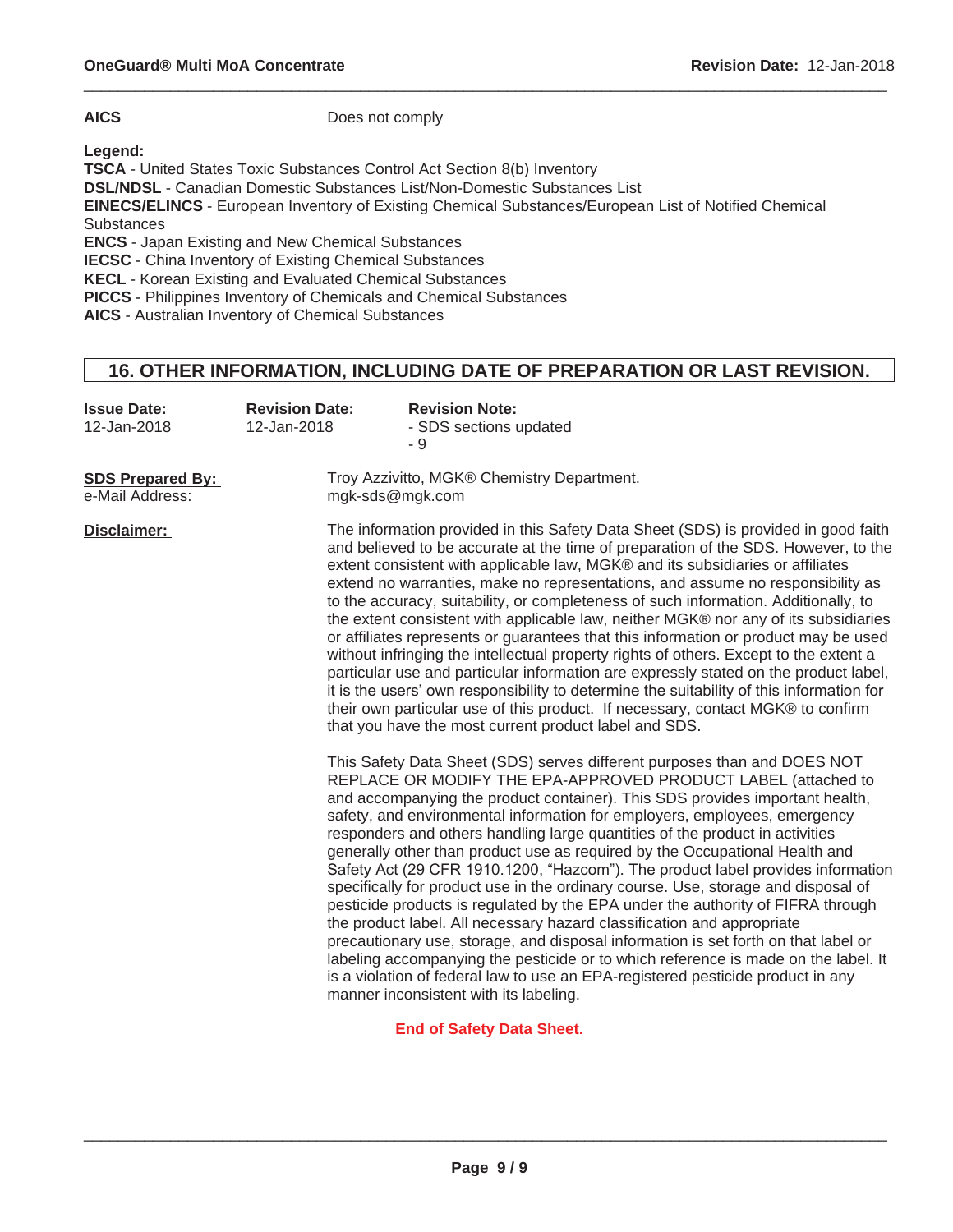**AICS** Does not comply

**Legend:**
**TSCA** - United States Toxic Substances Control Act Section 8(b) Inventory
**DSL/NDSL** - Canadian Domestic Substances List/Non-Domestic Substances List
**EINECS/ELINCS** - European Inventory of Existing Chemical Substances/European List of Notified Chemical Substances
**ENCS** - Japan Existing and New Chemical Substances
**IECSC** - China Inventory of Existing Chemical Substances
**KECL** - Korean Existing and Evaluated Chemical Substances
**PICCS** - Philippines Inventory of Chemicals and Chemical Substances
**AICS** - Australian Inventory of Chemical Substances

## 16. OTHER INFORMATION, INCLUDING DATE OF PREPARATION OR LAST REVISION.

| Issue Date: | Revision Date: | Revision Note: |
|---|---|---|
| 12-Jan-2018 | 12-Jan-2018 | - SDS sections updated<br>- 9 |

**SDS Prepared By:** Troy Azzivitto, MGK® Chemistry Department.
e-Mail Address: mgk-sds@mgk.com

**Disclaimer:**

The information provided in this Safety Data Sheet (SDS) is provided in good faith and believed to be accurate at the time of preparation of the SDS. However, to the extent consistent with applicable law, MGK® and its subsidiaries or affiliates extend no warranties, make no representations, and assume no responsibility as to the accuracy, suitability, or completeness of such information. Additionally, to the extent consistent with applicable law, neither MGK® nor any of its subsidiaries or affiliates represents or guarantees that this information or product may be used without infringing the intellectual property rights of others. Except to the extent a particular use and particular information are expressly stated on the product label, it is the users' own responsibility to determine the suitability of this information for their own particular use of this product. If necessary, contact MGK® to confirm that you have the most current product label and SDS.

This Safety Data Sheet (SDS) serves different purposes than and DOES NOT REPLACE OR MODIFY THE EPA-APPROVED PRODUCT LABEL (attached to and accompanying the product container). This SDS provides important health, safety, and environmental information for employers, employees, emergency responders and others handling large quantities of the product in activities generally other than product use as required by the Occupational Health and Safety Act (29 CFR 1910.1200, "Hazcom"). The product label provides information specifically for product use in the ordinary course. Use, storage and disposal of pesticide products is regulated by the EPA under the authority of FIFRA through the product label. All necessary hazard classification and appropriate precautionary use, storage, and disposal information is set forth on that label or labeling accompanying the pesticide or to which reference is made on the label. It is a violation of federal law to use an EPA-registered pesticide product in any manner inconsistent with its labeling.

**End of Safety Data Sheet.**